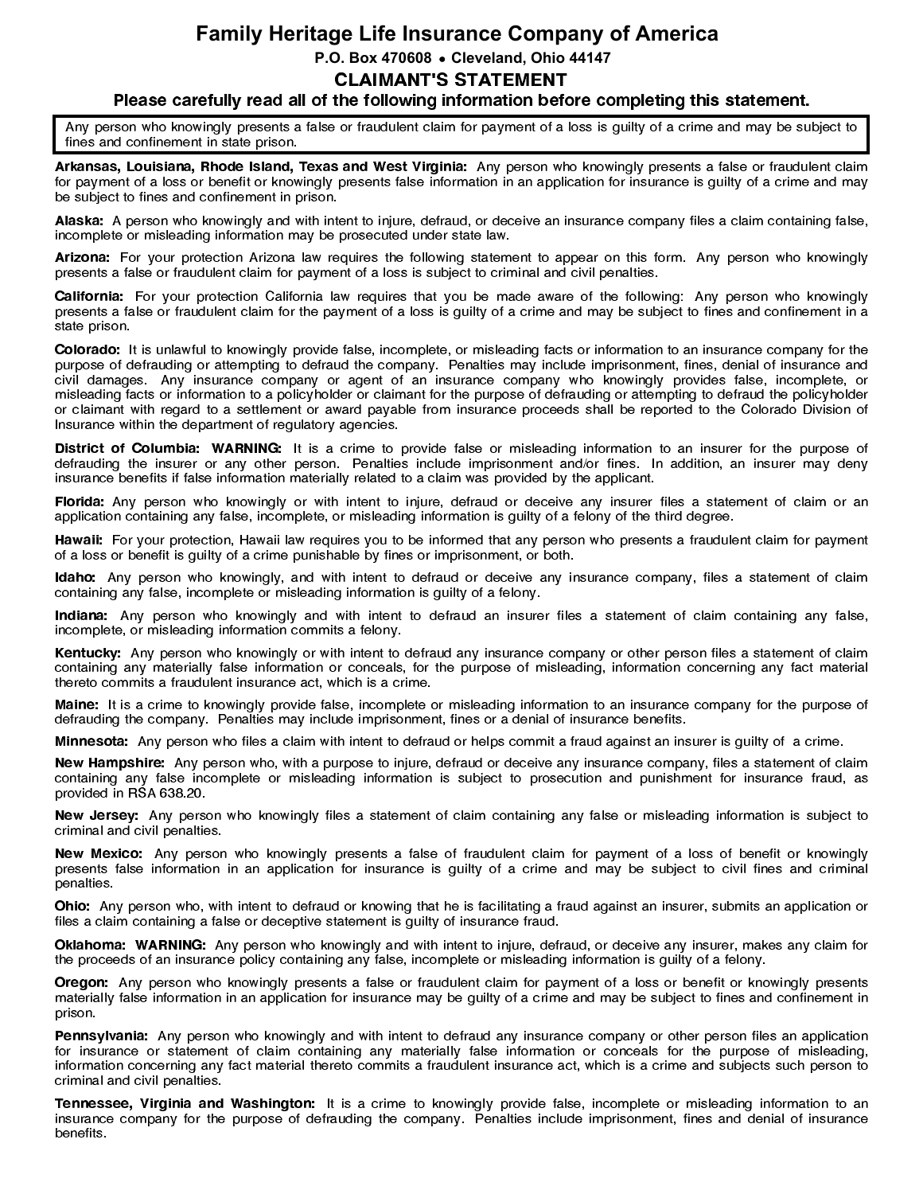# Family Heritage Life Insurance Company of America

**P.O. Box 470608 • Cleveland, Ohio 44147**

## CLAIMANT'S STATEMENT

**Please carefully read all of the following information before completing this statement.**

Any person who knowingly presents a false or fraudulent claim for payment of a loss is guilty of a crime and may be subject to fines and confinement in state prison.

**Arkansas, Louisiana, Rhode Island, Texas and West Virginia:** Any person who knowingly presents a false or fraudulent claim for payment of a loss or benefit or knowingly presents false information in an application for insurance is guilty of a crime and may be subject to fines and confinement in prison.

**Alaska:** A person who knowingly and with intent to injure, defraud, or deceive an insurance company files a claim containing false, incomplete or misleading information may be prosecuted under state law.

**Arizona:** For your protection Arizona law requires the following statement to appear on this form. Any person who knowingly presents a false or fraudulent claim for payment of a loss is subject to criminal and civil penalties.

**California:** For your protection California law requires that you be made aware of the following: Any person who knowingly presents a false or fraudulent claim for the payment of a loss is guilty of a crime and may be subject to fines and confinement in a state prison.

**Colorado:** It is unlawful to knowingly provide false, incomplete, or misleading facts or information to an insurance company for the purpose of defrauding or attempting to defraud the company. Penalties may include imprisonment, fines, denial of insurance and civil damages. Any insurance company or agent of an insurance company who knowingly provides false, incomplete, or misleading facts or information to a policyholder or claimant for the purpose of defrauding or attempting to defraud the policyholder or claimant with regard to a settlement or award payable from insurance proceeds shall be reported to the Colorado Division of Insurance within the department of regulatory agencies.

**District of Columbia: WARNING:** It is a crime to provide false or misleading information to an insurer for the purpose of defrauding the insurer or any other person. Penalties include imprisonment and/or fines. In addition, an insurer may deny insurance benefits if false information materially related to a claim was provided by the applicant.

**Florida:** Any person who knowingly or with intent to injure, defraud or deceive any insurer files a statement of claim or an application containing any false, incomplete, or misleading information is guilty of a felony of the third degree.

**Hawaii:** For your protection, Hawaii law requires you to be informed that any person who presents a fraudulent claim for payment of a loss or benefit is guilty of a crime punishable by fines or imprisonment, or both.

**Idaho:** Any person who knowingly, and with intent to defraud or deceive any insurance company, files a statement of claim containing any false, incomplete or misleading information is guilty of a felony.

**Indiana:** Any person who knowingly and with intent to defraud an insurer files a statement of claim containing any false, incomplete, or misleading information commits a felony.

**Kentucky:** Any person who knowingly or with intent to defraud any insurance company or other person files a statement of claim containing any materially false information or conceals, for the purpose of misleading, information concerning any fact material thereto commits a fraudulent insurance act, which is a crime.

**Maine:** It is a crime to knowingly provide false, incomplete or misleading information to an insurance company for the purpose of defrauding the company. Penalties may include imprisonment, fines or a denial of insurance benefits.

**Minnesota:** Any person who files a claim with intent to defraud or helps commit a fraud against an insurer is guilty of a crime.

**New Hampshire:** Any person who, with a purpose to injure, defraud or deceive any insurance company, files a statement of claim containing any false incomplete or misleading information is subject to prosecution and punishment for insurance fraud, as provided in RSA 638.20.

**New Jersey:** Any person who knowingly files a statement of claim containing any false or misleading information is subject to criminal and civil penalties.

**New Mexico:** Any person who knowingly presents a false of fraudulent claim for payment of a loss of benefit or knowingly presents false information in an application for insurance is guilty of a crime and may be subject to civil fines and criminal penalties.

**Ohio:** Any person who, with intent to defraud or knowing that he is facilitating a fraud against an insurer, submits an application or files a claim containing a false or deceptive statement is guilty of insurance fraud.

**Oklahoma: WARNING:** Any person who knowingly and with intent to injure, defraud, or deceive any insurer, makes any claim for the proceeds of an insurance policy containing any false, incomplete or misleading information is guilty of a felony.

**Oregon:** Any person who knowingly presents a false or fraudulent claim for payment of a loss or benefit or knowingly presents materially false information in an application for insurance may be guilty of a crime and may be subject to fines and confinement in prison.

**Pennsylvania:** Any person who knowingly and with intent to defraud any insurance company or other person files an application for insurance or statement of claim containing any materially false information or conceals for the purpose of misleading, information concerning any fact material thereto commits a fraudulent insurance act, which is a crime and subjects such person to criminal and civil penalties.

**Tennessee, Virginia and Washington:** It is a crime to knowingly provide false, incomplete or misleading information to an insurance company for the purpose of defrauding the company. Penalties include imprisonment, fines and denial of insurance benefits.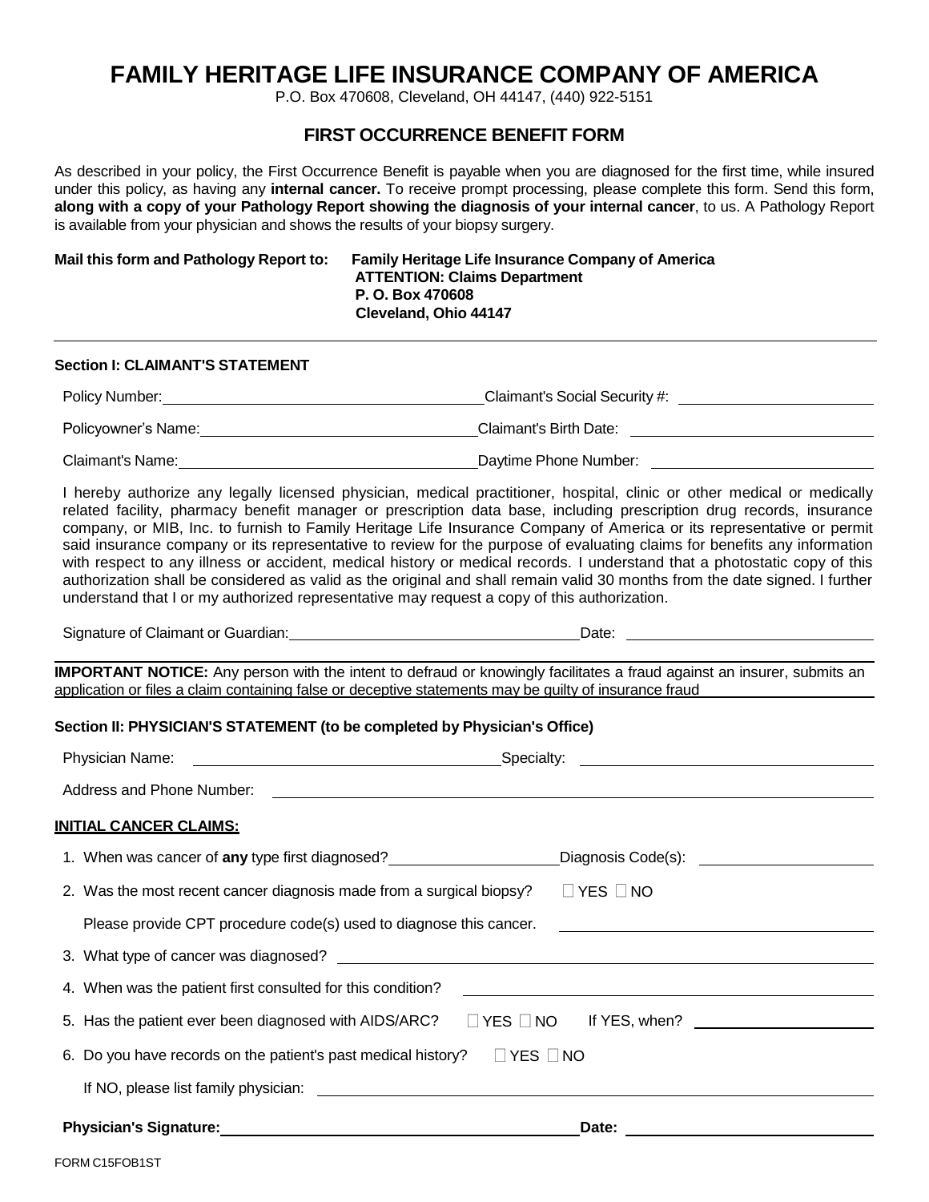# FAMILY HERITAGE LIFE INSURANCE COMPANY OF AMERICA

P.O. Box 470608, Cleveland, OH 44147, (440) 922-5151

## FIRST OCCURRENCE BENEFIT FORM

As described in your policy, the First Occurrence Benefit is payable when you are diagnosed for the first time, while insured under this policy, as having any **internal cancer.** To receive prompt processing, please complete this form. Send this form, **along with a copy of your Pathology Report showing the diagnosis of your internal cancer**, to us. A Pathology Report is available from your physician and shows the results of your biopsy surgery.

**Mail this form and Pathology Report to:** **Family Heritage Life Insurance Company of America**
**ATTENTION: Claims Department**
**P. O. Box 470608**
**Cleveland, Ohio 44147**

---

### Section I: CLAIMANT'S STATEMENT

Policy Number: ______________________ Claimant's Social Security #: ______________________

Policyowner's Name: ______________________ Claimant's Birth Date: ______________________

Claimant's Name: ______________________ Daytime Phone Number: ______________________

I hereby authorize any legally licensed physician, medical practitioner, hospital, clinic or other medical or medically related facility, pharmacy benefit manager or prescription data base, including prescription drug records, insurance company, or MIB, Inc. to furnish to Family Heritage Life Insurance Company of America or its representative or permit said insurance company or its representative to review for the purpose of evaluating claims for benefits any information with respect to any illness or accident, medical history or medical records. I understand that a photostatic copy of this authorization shall be considered as valid as the original and shall remain valid 30 months from the date signed. I further understand that I or my authorized representative may request a copy of this authorization.

Signature of Claimant or Guardian: ______________________ Date: ______________________

**IMPORTANT NOTICE:** Any person with the intent to defraud or knowingly facilitates a fraud against an insurer, submits an application or files a claim containing false or deceptive statements may be guilty of insurance fraud

### Section II: PHYSICIAN'S STATEMENT (to be completed by Physician's Office)

Physician Name: ______________________ Specialty: ______________________

Address and Phone Number: ______________________

**INITIAL CANCER CLAIMS:**

1. When was cancer of **any** type first diagnosed? ______________________ Diagnosis Code(s): ______________________
2. Was the most recent cancer diagnosis made from a surgical biopsy? ☐ YES ☐ NO

   Please provide CPT procedure code(s) used to diagnose this cancer. ______________________
3. What type of cancer was diagnosed? ______________________
4. When was the patient first consulted for this condition? ______________________
5. Has the patient ever been diagnosed with AIDS/ARC? ☐ YES ☐ NO If YES, when? ______________________
6. Do you have records on the patient's past medical history? ☐ YES ☐ NO

   If NO, please list family physician: ______________________

**Physician's Signature:** ______________________ **Date:** ______________________

FORM C15FOB1ST